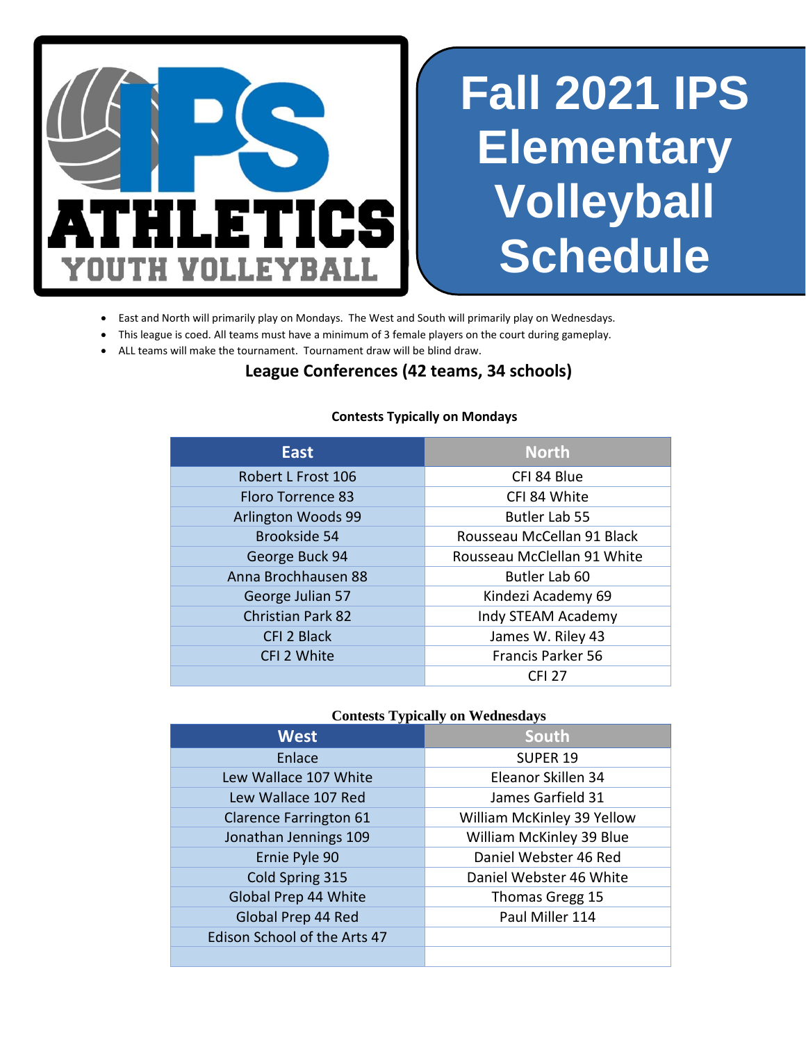# Fall 2021 IPS Elementary Volleyball Schedule

- East and North will primarily play on Mondays. The West and South will primarily play on Wednesdays.
- This league is coed. All teams must have a minimum of 3 female players on the court during gameplay.
- ALL teams will make the tournament. Tournament draw will be blind draw.

## League Conferences (42 teams, 34 schools)

**Contests Typically on Mondays**

| East | North |
|---|---|
| Robert L Frost 106 | CFI 84 Blue |
| Floro Torrence 83 | CFI 84 White |
| Arlington Woods 99 | Butler Lab 55 |
| Brookside 54 | Rousseau McCellan 91 Black |
| George Buck 94 | Rousseau McClellan 91 White |
| Anna Brochhausen 88 | Butler Lab 60 |
| George Julian 57 | Kindezi Academy 69 |
| Christian Park 82 | Indy STEAM Academy |
| CFI 2 Black | James W. Riley 43 |
| CFI 2 White | Francis Parker 56 |
| | CFI 27 |

**Contests Typically on Wednesdays**

| West | South |
|---|---|
| Enlace | SUPER 19 |
| Lew Wallace 107 White | Eleanor Skillen 34 |
| Lew Wallace 107 Red | James Garfield 31 |
| Clarence Farrington 61 | William McKinley 39 Yellow |
| Jonathan Jennings 109 | William McKinley 39 Blue |
| Ernie Pyle 90 | Daniel Webster 46 Red |
| Cold Spring 315 | Daniel Webster 46 White |
| Global Prep 44 White | Thomas Gregg 15 |
| Global Prep 44 Red | Paul Miller 114 |
| Edison School of the Arts 47 | |
| | |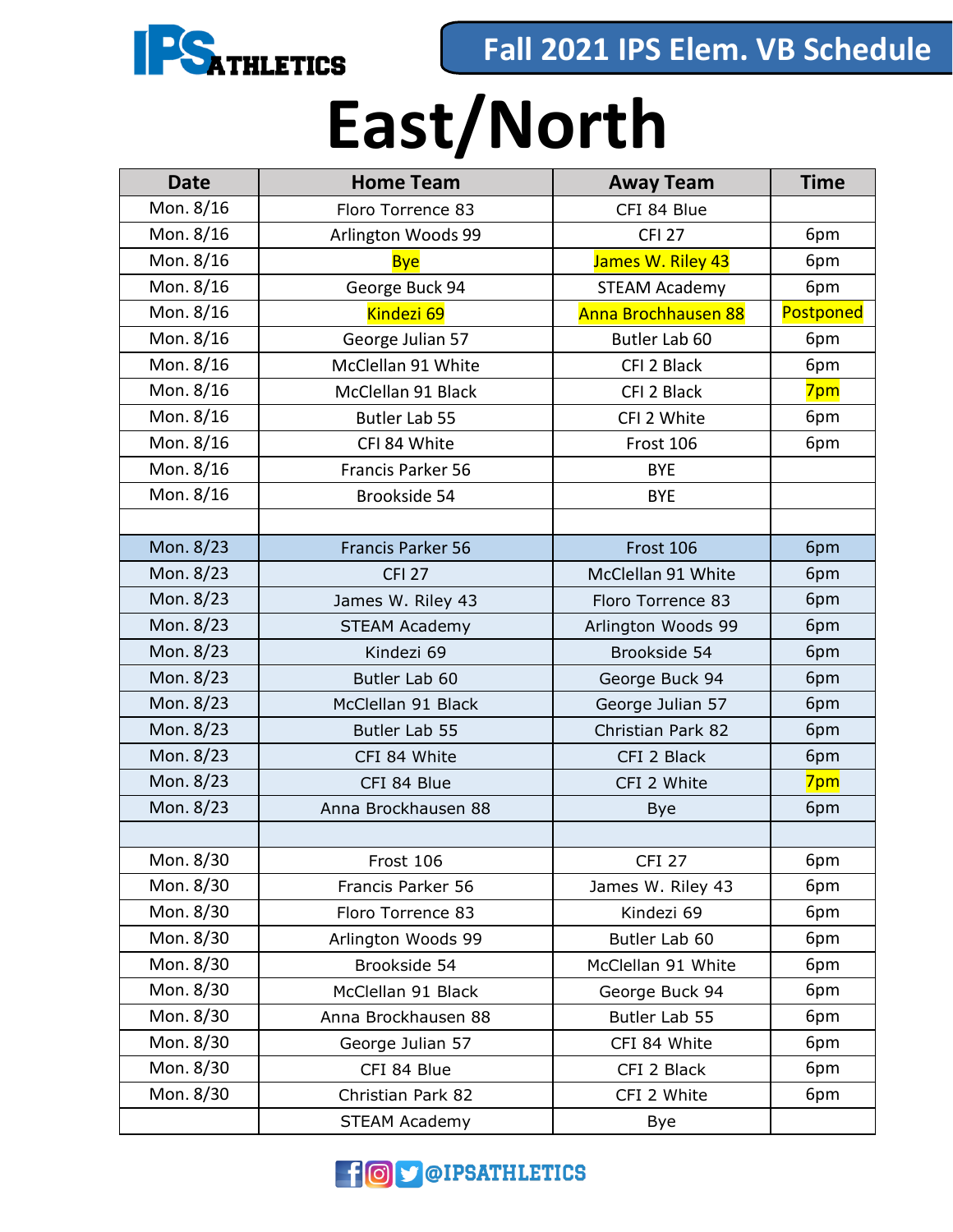IPS ATHLETICS

# Fall 2021 IPS Elem. VB Schedule

# East/North

| Date | Home Team | Away Team | Time |
|---|---|---|---|
| Mon. 8/16 | Floro Torrence 83 | CFI 84 Blue | |
| Mon. 8/16 | Arlington Woods 99 | CFI 27 | 6pm |
| Mon. 8/16 | Bye | James W. Riley 43 | 6pm |
| Mon. 8/16 | George Buck 94 | STEAM Academy | 6pm |
| Mon. 8/16 | Kindezi 69 | Anna Brochhausen 88 | Postponed |
| Mon. 8/16 | George Julian 57 | Butler Lab 60 | 6pm |
| Mon. 8/16 | McClellan 91 White | CFI 2 Black | 6pm |
| Mon. 8/16 | McClellan 91 Black | CFI 2 Black | 7pm |
| Mon. 8/16 | Butler Lab 55 | CFI 2 White | 6pm |
| Mon. 8/16 | CFI 84 White | Frost 106 | 6pm |
| Mon. 8/16 | Francis Parker 56 | BYE | |
| Mon. 8/16 | Brookside 54 | BYE | |
| | | | |
| Mon. 8/23 | Francis Parker 56 | Frost 106 | 6pm |
| Mon. 8/23 | CFI 27 | McClellan 91 White | 6pm |
| Mon. 8/23 | James W. Riley 43 | Floro Torrence 83 | 6pm |
| Mon. 8/23 | STEAM Academy | Arlington Woods 99 | 6pm |
| Mon. 8/23 | Kindezi 69 | Brookside 54 | 6pm |
| Mon. 8/23 | Butler Lab 60 | George Buck 94 | 6pm |
| Mon. 8/23 | McClellan 91 Black | George Julian 57 | 6pm |
| Mon. 8/23 | Butler Lab 55 | Christian Park 82 | 6pm |
| Mon. 8/23 | CFI 84 White | CFI 2 Black | 6pm |
| Mon. 8/23 | CFI 84 Blue | CFI 2 White | 7pm |
| Mon. 8/23 | Anna Brockhausen 88 | Bye | 6pm |
| | | | |
| Mon. 8/30 | Frost 106 | CFI 27 | 6pm |
| Mon. 8/30 | Francis Parker 56 | James W. Riley 43 | 6pm |
| Mon. 8/30 | Floro Torrence 83 | Kindezi 69 | 6pm |
| Mon. 8/30 | Arlington Woods 99 | Butler Lab 60 | 6pm |
| Mon. 8/30 | Brookside 54 | McClellan 91 White | 6pm |
| Mon. 8/30 | McClellan 91 Black | George Buck 94 | 6pm |
| Mon. 8/30 | Anna Brockhausen 88 | Butler Lab 55 | 6pm |
| Mon. 8/30 | George Julian 57 | CFI 84 White | 6pm |
| Mon. 8/30 | CFI 84 Blue | CFI 2 Black | 6pm |
| Mon. 8/30 | Christian Park 82 | CFI 2 White | 6pm |
| | STEAM Academy | Bye | |

@IPSATHLETICS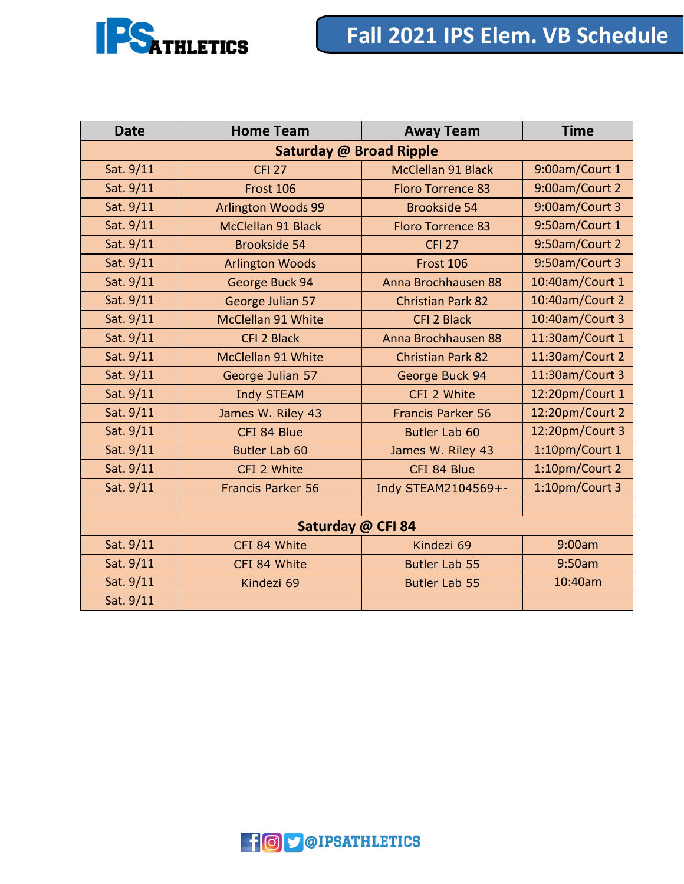# Fall 2021 IPS Elem. VB Schedule

| Date | Home Team | Away Team | Time |
|---|---|---|---|
| **Saturday @ Broad Ripple** | | | |
| Sat. 9/11 | CFI 27 | McClellan 91 Black | 9:00am/Court 1 |
| Sat. 9/11 | Frost 106 | Floro Torrence 83 | 9:00am/Court 2 |
| Sat. 9/11 | Arlington Woods 99 | Brookside 54 | 9:00am/Court 3 |
| Sat. 9/11 | McClellan 91 Black | Floro Torrence 83 | 9:50am/Court 1 |
| Sat. 9/11 | Brookside 54 | CFI 27 | 9:50am/Court 2 |
| Sat. 9/11 | Arlington Woods | Frost 106 | 9:50am/Court 3 |
| Sat. 9/11 | George Buck 94 | Anna Brochhausen 88 | 10:40am/Court 1 |
| Sat. 9/11 | George Julian 57 | Christian Park 82 | 10:40am/Court 2 |
| Sat. 9/11 | McClellan 91 White | CFI 2 Black | 10:40am/Court 3 |
| Sat. 9/11 | CFI 2 Black | Anna Brochhausen 88 | 11:30am/Court 1 |
| Sat. 9/11 | McClellan 91 White | Christian Park 82 | 11:30am/Court 2 |
| Sat. 9/11 | George Julian 57 | George Buck 94 | 11:30am/Court 3 |
| Sat. 9/11 | Indy STEAM | CFI 2 White | 12:20pm/Court 1 |
| Sat. 9/11 | James W. Riley 43 | Francis Parker 56 | 12:20pm/Court 2 |
| Sat. 9/11 | CFI 84 Blue | Butler Lab 60 | 12:20pm/Court 3 |
| Sat. 9/11 | Butler Lab 60 | James W. Riley 43 | 1:10pm/Court 1 |
| Sat. 9/11 | CFI 2 White | CFI 84 Blue | 1:10pm/Court 2 |
| Sat. 9/11 | Francis Parker 56 | Indy STEAM2104569+- | 1:10pm/Court 3 |
| | | | |
| **Saturday @ CFI 84** | | | |
| Sat. 9/11 | CFI 84 White | Kindezi 69 | 9:00am |
| Sat. 9/11 | CFI 84 White | Butler Lab 55 | 9:50am |
| Sat. 9/11 | Kindezi 69 | Butler Lab 55 | 10:40am |
| Sat. 9/11 | | | |

@IPSATHLETICS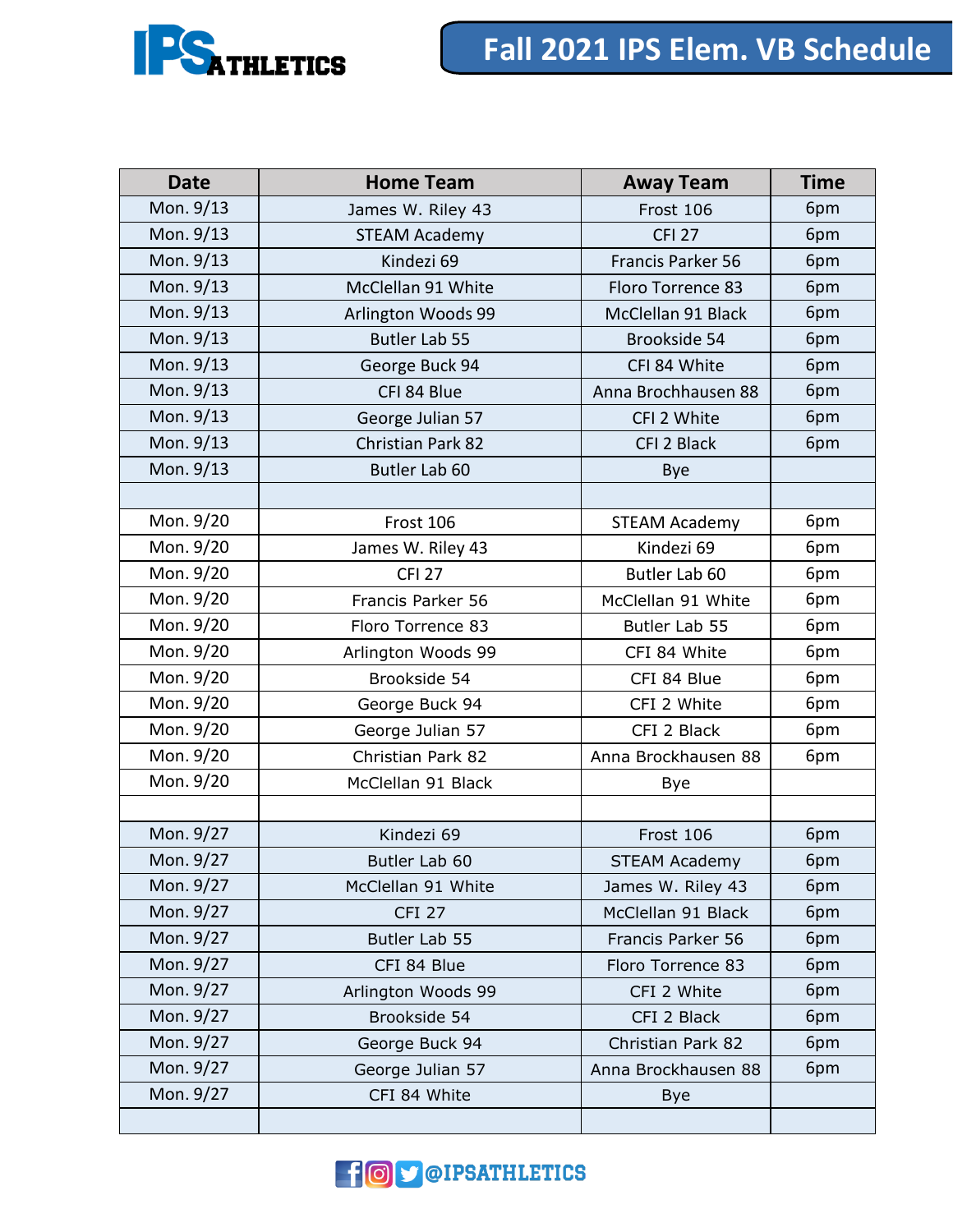# Fall 2021 IPS Elem. VB Schedule

| Date | Home Team | Away Team | Time |
|---|---|---|---|
| Mon. 9/13 | James W. Riley 43 | Frost 106 | 6pm |
| Mon. 9/13 | STEAM Academy | CFI 27 | 6pm |
| Mon. 9/13 | Kindezi 69 | Francis Parker 56 | 6pm |
| Mon. 9/13 | McClellan 91 White | Floro Torrence 83 | 6pm |
| Mon. 9/13 | Arlington Woods 99 | McClellan 91 Black | 6pm |
| Mon. 9/13 | Butler Lab 55 | Brookside 54 | 6pm |
| Mon. 9/13 | George Buck 94 | CFI 84 White | 6pm |
| Mon. 9/13 | CFI 84 Blue | Anna Brochhausen 88 | 6pm |
| Mon. 9/13 | George Julian 57 | CFI 2 White | 6pm |
| Mon. 9/13 | Christian Park 82 | CFI 2 Black | 6pm |
| Mon. 9/13 | Butler Lab 60 | Bye | |
| | | | |
| Mon. 9/20 | Frost 106 | STEAM Academy | 6pm |
| Mon. 9/20 | James W. Riley 43 | Kindezi 69 | 6pm |
| Mon. 9/20 | CFI 27 | Butler Lab 60 | 6pm |
| Mon. 9/20 | Francis Parker 56 | McClellan 91 White | 6pm |
| Mon. 9/20 | Floro Torrence 83 | Butler Lab 55 | 6pm |
| Mon. 9/20 | Arlington Woods 99 | CFI 84 White | 6pm |
| Mon. 9/20 | Brookside 54 | CFI 84 Blue | 6pm |
| Mon. 9/20 | George Buck 94 | CFI 2 White | 6pm |
| Mon. 9/20 | George Julian 57 | CFI 2 Black | 6pm |
| Mon. 9/20 | Christian Park 82 | Anna Brockhausen 88 | 6pm |
| Mon. 9/20 | McClellan 91 Black | Bye | |
| | | | |
| Mon. 9/27 | Kindezi 69 | Frost 106 | 6pm |
| Mon. 9/27 | Butler Lab 60 | STEAM Academy | 6pm |
| Mon. 9/27 | McClellan 91 White | James W. Riley 43 | 6pm |
| Mon. 9/27 | CFI 27 | McClellan 91 Black | 6pm |
| Mon. 9/27 | Butler Lab 55 | Francis Parker 56 | 6pm |
| Mon. 9/27 | CFI 84 Blue | Floro Torrence 83 | 6pm |
| Mon. 9/27 | Arlington Woods 99 | CFI 2 White | 6pm |
| Mon. 9/27 | Brookside 54 | CFI 2 Black | 6pm |
| Mon. 9/27 | George Buck 94 | Christian Park 82 | 6pm |
| Mon. 9/27 | George Julian 57 | Anna Brockhausen 88 | 6pm |
| Mon. 9/27 | CFI 84 White | Bye | |
| | | | |

@IPSATHLETICS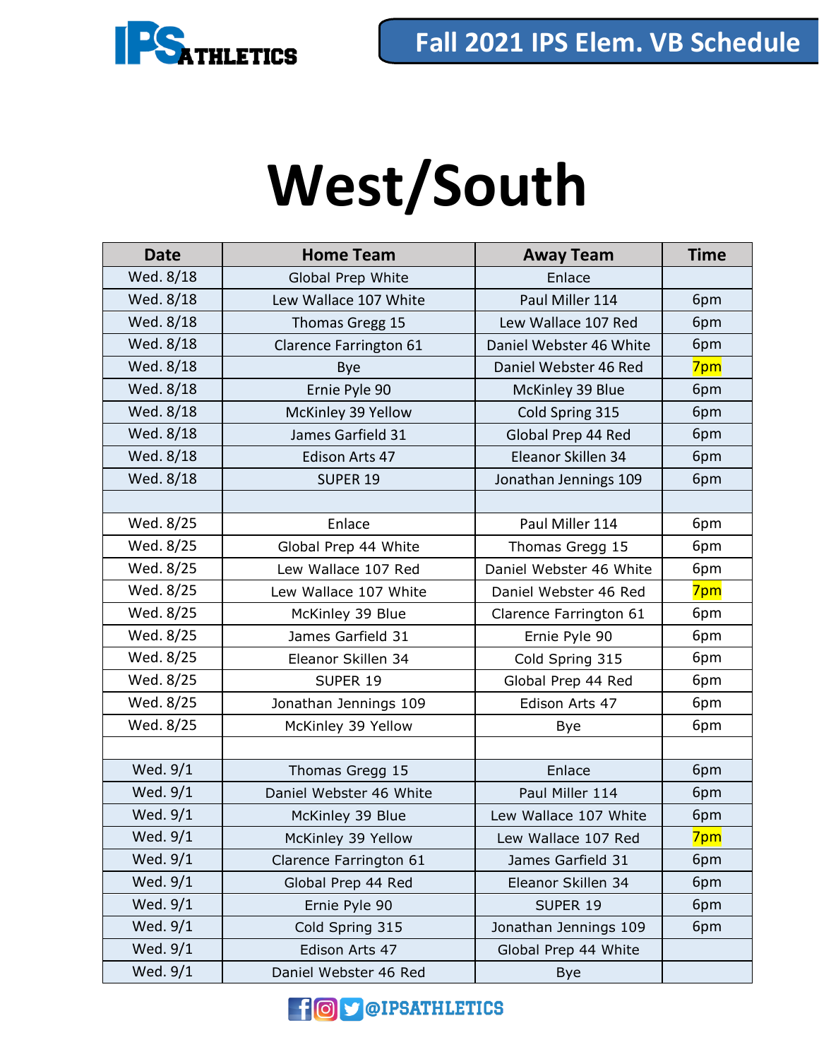# Fall 2021 IPS Elem. VB Schedule

# West/South

| Date | Home Team | Away Team | Time |
|---|---|---|---|
| Wed. 8/18 | Global Prep White | Enlace | |
| Wed. 8/18 | Lew Wallace 107 White | Paul Miller 114 | 6pm |
| Wed. 8/18 | Thomas Gregg 15 | Lew Wallace 107 Red | 6pm |
| Wed. 8/18 | Clarence Farrington 61 | Daniel Webster 46 White | 6pm |
| Wed. 8/18 | Bye | Daniel Webster 46 Red | 7pm |
| Wed. 8/18 | Ernie Pyle 90 | McKinley 39 Blue | 6pm |
| Wed. 8/18 | McKinley 39 Yellow | Cold Spring 315 | 6pm |
| Wed. 8/18 | James Garfield 31 | Global Prep 44 Red | 6pm |
| Wed. 8/18 | Edison Arts 47 | Eleanor Skillen 34 | 6pm |
| Wed. 8/18 | SUPER 19 | Jonathan Jennings 109 | 6pm |
| | | | |
| Wed. 8/25 | Enlace | Paul Miller 114 | 6pm |
| Wed. 8/25 | Global Prep 44 White | Thomas Gregg 15 | 6pm |
| Wed. 8/25 | Lew Wallace 107 Red | Daniel Webster 46 White | 6pm |
| Wed. 8/25 | Lew Wallace 107 White | Daniel Webster 46 Red | 7pm |
| Wed. 8/25 | McKinley 39 Blue | Clarence Farrington 61 | 6pm |
| Wed. 8/25 | James Garfield 31 | Ernie Pyle 90 | 6pm |
| Wed. 8/25 | Eleanor Skillen 34 | Cold Spring 315 | 6pm |
| Wed. 8/25 | SUPER 19 | Global Prep 44 Red | 6pm |
| Wed. 8/25 | Jonathan Jennings 109 | Edison Arts 47 | 6pm |
| Wed. 8/25 | McKinley 39 Yellow | Bye | 6pm |
| | | | |
| Wed. 9/1 | Thomas Gregg 15 | Enlace | 6pm |
| Wed. 9/1 | Daniel Webster 46 White | Paul Miller 114 | 6pm |
| Wed. 9/1 | McKinley 39 Blue | Lew Wallace 107 White | 6pm |
| Wed. 9/1 | McKinley 39 Yellow | Lew Wallace 107 Red | 7pm |
| Wed. 9/1 | Clarence Farrington 61 | James Garfield 31 | 6pm |
| Wed. 9/1 | Global Prep 44 Red | Eleanor Skillen 34 | 6pm |
| Wed. 9/1 | Ernie Pyle 90 | SUPER 19 | 6pm |
| Wed. 9/1 | Cold Spring 315 | Jonathan Jennings 109 | 6pm |
| Wed. 9/1 | Edison Arts 47 | Global Prep 44 White | |
| Wed. 9/1 | Daniel Webster 46 Red | Bye | |

@IPSATHLETICS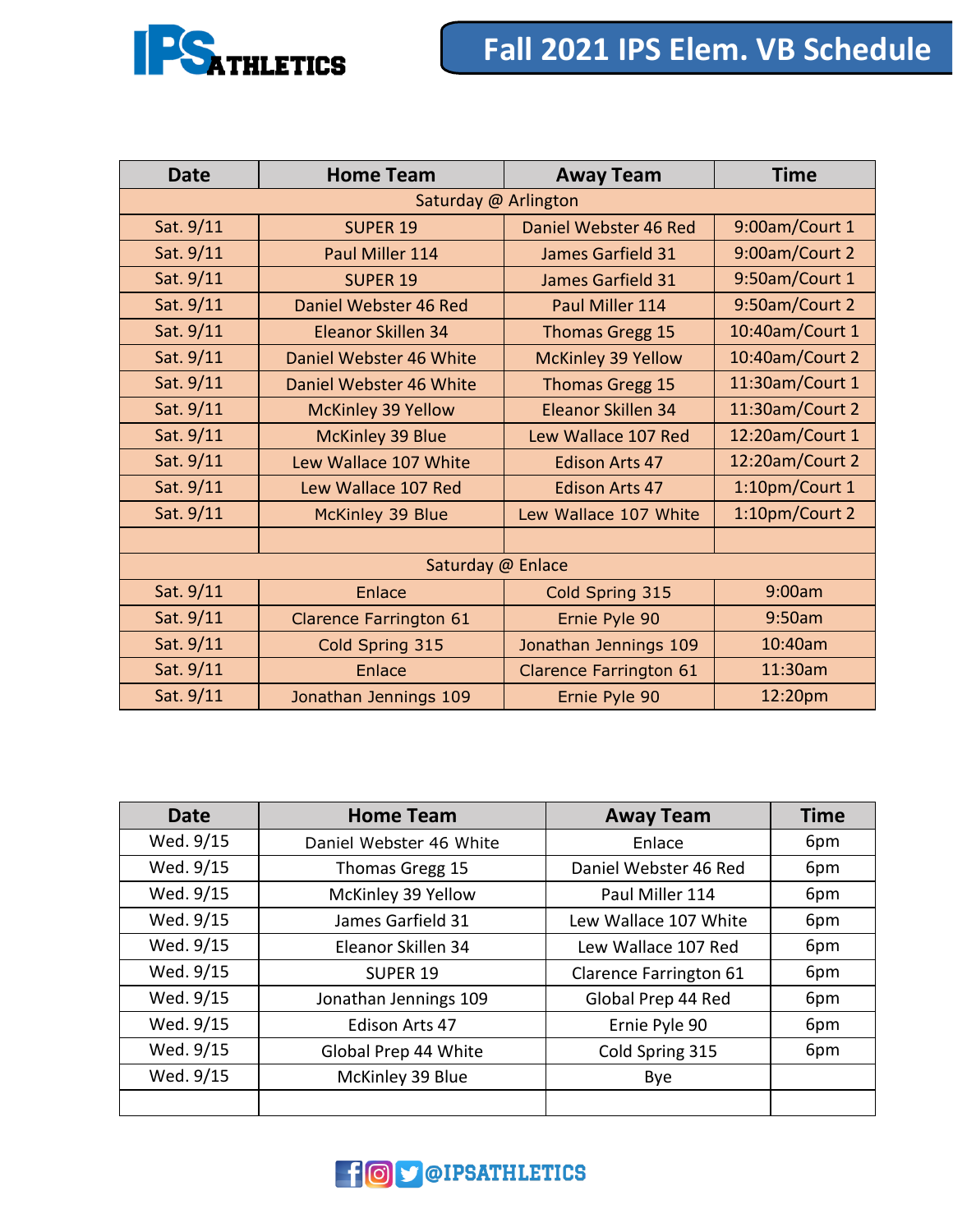# Fall 2021 IPS Elem. VB Schedule

| Date | Home Team | Away Team | Time |
|---|---|---|---|
| Saturday @ Arlington | | | |
| Sat. 9/11 | SUPER 19 | Daniel Webster 46 Red | 9:00am/Court 1 |
| Sat. 9/11 | Paul Miller 114 | James Garfield 31 | 9:00am/Court 2 |
| Sat. 9/11 | SUPER 19 | James Garfield 31 | 9:50am/Court 1 |
| Sat. 9/11 | Daniel Webster 46 Red | Paul Miller 114 | 9:50am/Court 2 |
| Sat. 9/11 | Eleanor Skillen 34 | Thomas Gregg 15 | 10:40am/Court 1 |
| Sat. 9/11 | Daniel Webster 46 White | McKinley 39 Yellow | 10:40am/Court 2 |
| Sat. 9/11 | Daniel Webster 46 White | Thomas Gregg 15 | 11:30am/Court 1 |
| Sat. 9/11 | McKinley 39 Yellow | Eleanor Skillen 34 | 11:30am/Court 2 |
| Sat. 9/11 | McKinley 39 Blue | Lew Wallace 107 Red | 12:20am/Court 1 |
| Sat. 9/11 | Lew Wallace 107 White | Edison Arts 47 | 12:20am/Court 2 |
| Sat. 9/11 | Lew Wallace 107 Red | Edison Arts 47 | 1:10pm/Court 1 |
| Sat. 9/11 | McKinley 39 Blue | Lew Wallace 107 White | 1:10pm/Court 2 |
| | | | |
| Saturday @ Enlace | | | |
| Sat. 9/11 | Enlace | Cold Spring 315 | 9:00am |
| Sat. 9/11 | Clarence Farrington 61 | Ernie Pyle 90 | 9:50am |
| Sat. 9/11 | Cold Spring 315 | Jonathan Jennings 109 | 10:40am |
| Sat. 9/11 | Enlace | Clarence Farrington 61 | 11:30am |
| Sat. 9/11 | Jonathan Jennings 109 | Ernie Pyle 90 | 12:20pm |

| Date | Home Team | Away Team | Time |
|---|---|---|---|
| Wed. 9/15 | Daniel Webster 46 White | Enlace | 6pm |
| Wed. 9/15 | Thomas Gregg 15 | Daniel Webster 46 Red | 6pm |
| Wed. 9/15 | McKinley 39 Yellow | Paul Miller 114 | 6pm |
| Wed. 9/15 | James Garfield 31 | Lew Wallace 107 White | 6pm |
| Wed. 9/15 | Eleanor Skillen 34 | Lew Wallace 107 Red | 6pm |
| Wed. 9/15 | SUPER 19 | Clarence Farrington 61 | 6pm |
| Wed. 9/15 | Jonathan Jennings 109 | Global Prep 44 Red | 6pm |
| Wed. 9/15 | Edison Arts 47 | Ernie Pyle 90 | 6pm |
| Wed. 9/15 | Global Prep 44 White | Cold Spring 315 | 6pm |
| Wed. 9/15 | McKinley 39 Blue | Bye | |
| | | | |

@IPSATHLETICS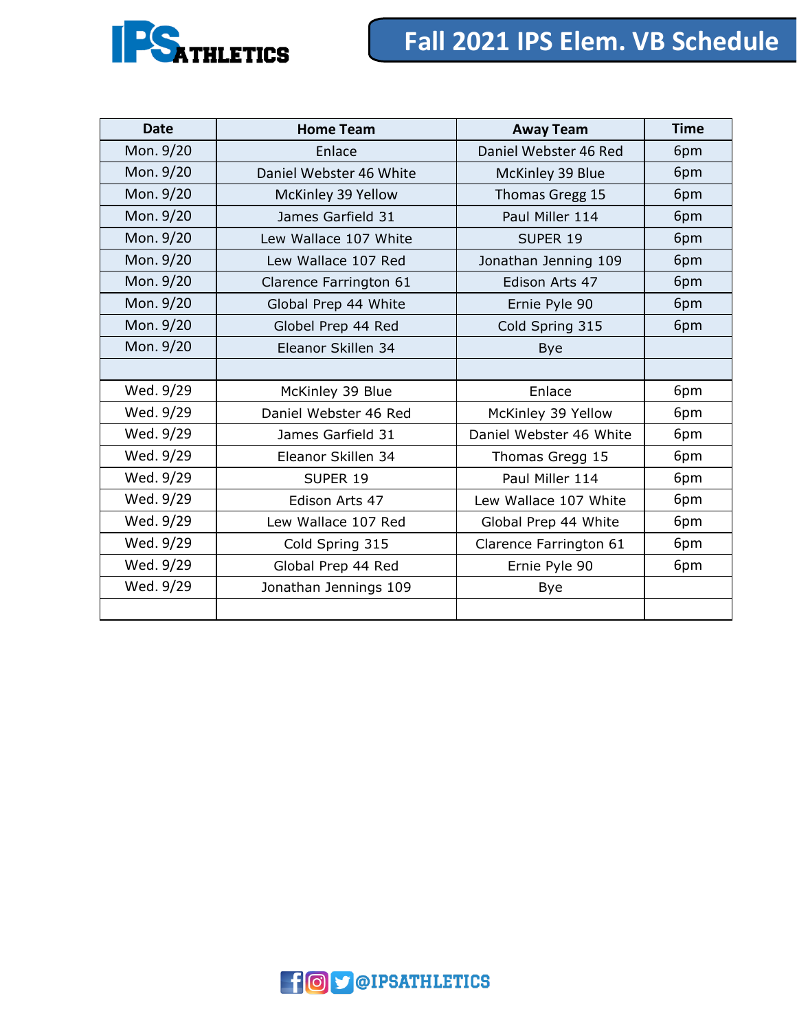# Fall 2021 IPS Elem. VB Schedule

| Date | Home Team | Away Team | Time |
|---|---|---|---|
| Mon. 9/20 | Enlace | Daniel Webster 46 Red | 6pm |
| Mon. 9/20 | Daniel Webster 46 White | McKinley 39 Blue | 6pm |
| Mon. 9/20 | McKinley 39 Yellow | Thomas Gregg 15 | 6pm |
| Mon. 9/20 | James Garfield 31 | Paul Miller 114 | 6pm |
| Mon. 9/20 | Lew Wallace 107 White | SUPER 19 | 6pm |
| Mon. 9/20 | Lew Wallace 107 Red | Jonathan Jenning 109 | 6pm |
| Mon. 9/20 | Clarence Farrington 61 | Edison Arts 47 | 6pm |
| Mon. 9/20 | Global Prep 44 White | Ernie Pyle 90 | 6pm |
| Mon. 9/20 | Globel Prep 44 Red | Cold Spring 315 | 6pm |
| Mon. 9/20 | Eleanor Skillen 34 | Bye | |
| | | | |
| Wed. 9/29 | McKinley 39 Blue | Enlace | 6pm |
| Wed. 9/29 | Daniel Webster 46 Red | McKinley 39 Yellow | 6pm |
| Wed. 9/29 | James Garfield 31 | Daniel Webster 46 White | 6pm |
| Wed. 9/29 | Eleanor Skillen 34 | Thomas Gregg 15 | 6pm |
| Wed. 9/29 | SUPER 19 | Paul Miller 114 | 6pm |
| Wed. 9/29 | Edison Arts 47 | Lew Wallace 107 White | 6pm |
| Wed. 9/29 | Lew Wallace 107 Red | Global Prep 44 White | 6pm |
| Wed. 9/29 | Cold Spring 315 | Clarence Farrington 61 | 6pm |
| Wed. 9/29 | Global Prep 44 Red | Ernie Pyle 90 | 6pm |
| Wed. 9/29 | Jonathan Jennings 109 | Bye | |
| | | | |

@IPSATHLETICS